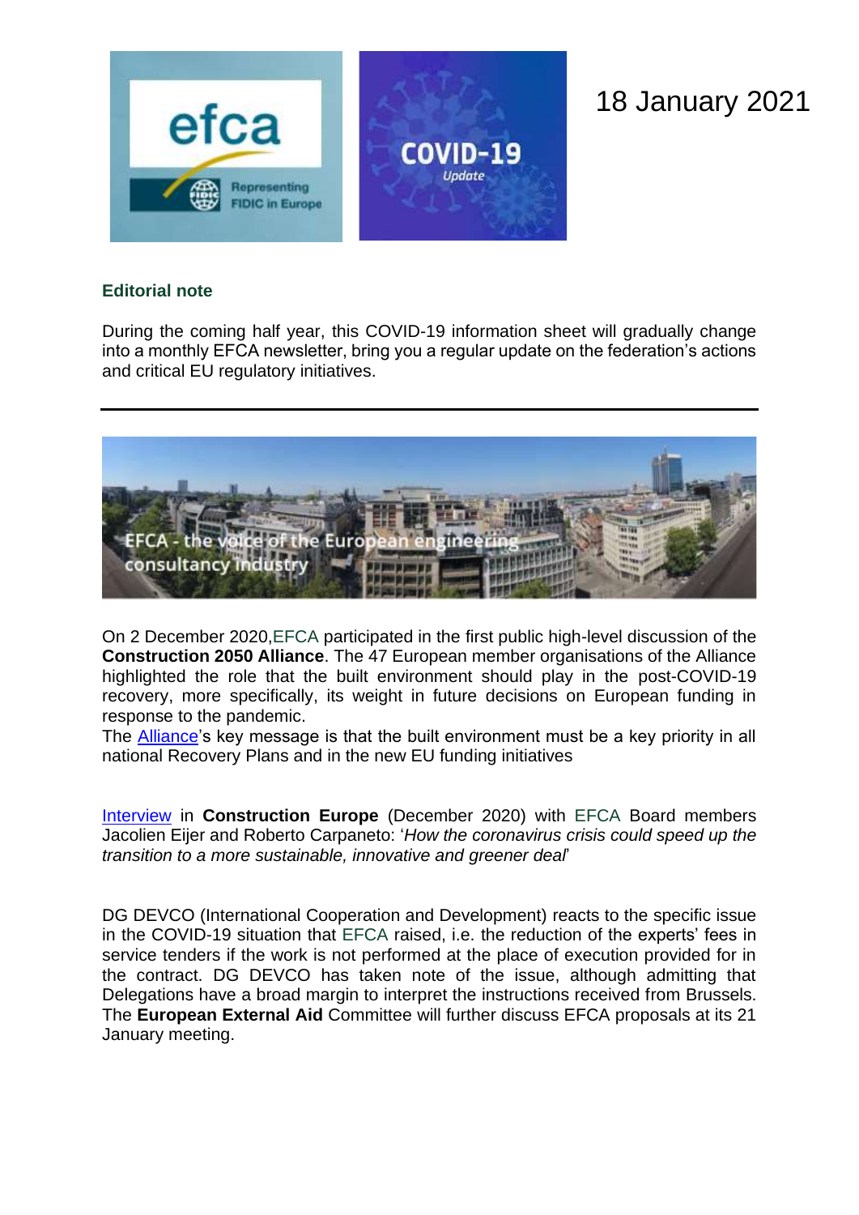18 January 2021

## Editorial note

During the coming half year, this COVID-19 information sheet will gradually change into a monthly EFCA newsletter, bring you a regular update on the federation's actions and critical EU regulatory initiatives.

---

On 2 December 2020,EFCA participated in the first public high-level discussion of the **Construction 2050 Alliance**. The 47 European member organisations of the Alliance highlighted the role that the built environment should play in the post-COVID-19 recovery, more specifically, its weight in future decisions on European funding in response to the pandemic.
The Alliance's key message is that the built environment must be a key priority in all national Recovery Plans and in the new EU funding initiatives

Interview in **Construction Europe** (December 2020) with EFCA Board members Jacolien Eijer and Roberto Carpaneto: '*How the coronavirus crisis could speed up the transition to a more sustainable, innovative and greener deal*'

DG DEVCO (International Cooperation and Development) reacts to the specific issue in the COVID-19 situation that EFCA raised, i.e. the reduction of the experts' fees in service tenders if the work is not performed at the place of execution provided for in the contract. DG DEVCO has taken note of the issue, although admitting that Delegations have a broad margin to interpret the instructions received from Brussels. The **European External Aid** Committee will further discuss EFCA proposals at its 21 January meeting.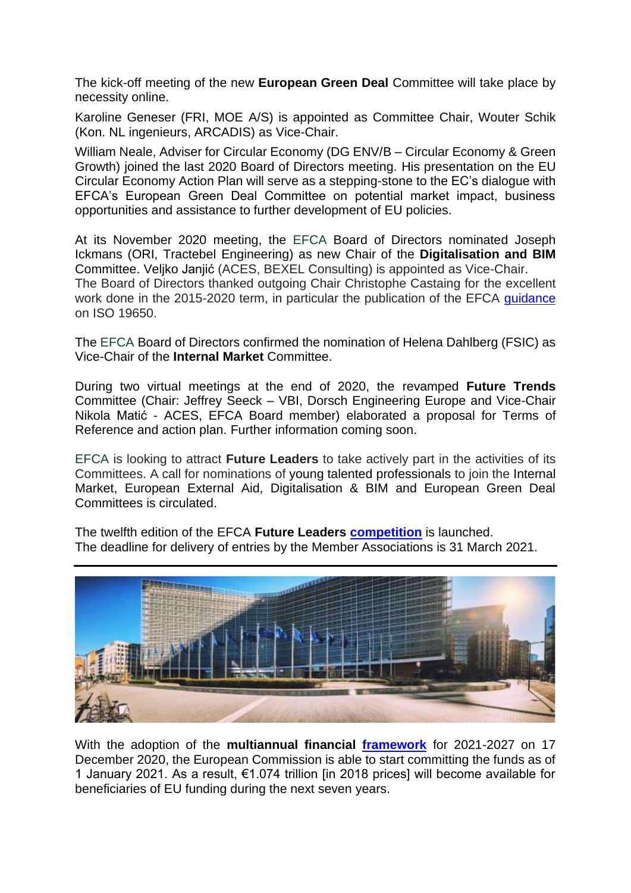The kick-off meeting of the new **European Green Deal** Committee will take place by necessity online.

Karoline Geneser (FRI, MOE A/S) is appointed as Committee Chair, Wouter Schik (Kon. NL ingenieurs, ARCADIS) as Vice-Chair.

William Neale, Adviser for Circular Economy (DG ENV/B – Circular Economy & Green Growth) joined the last 2020 Board of Directors meeting. His presentation on the EU Circular Economy Action Plan will serve as a stepping-stone to the EC's dialogue with EFCA's European Green Deal Committee on potential market impact, business opportunities and assistance to further development of EU policies.

At its November 2020 meeting, the EFCA Board of Directors nominated Joseph Ickmans (ORI, Tractebel Engineering) as new Chair of the **Digitalisation and BIM** Committee. Veljko Janjić (ACES, BEXEL Consulting) is appointed as Vice-Chair.
The Board of Directors thanked outgoing Chair Christophe Castaing for the excellent work done in the 2015-2020 term, in particular the publication of the EFCA guidance on ISO 19650.

The EFCA Board of Directors confirmed the nomination of Helena Dahlberg (FSIC) as Vice-Chair of the **Internal Market** Committee.

During two virtual meetings at the end of 2020, the revamped **Future Trends** Committee (Chair: Jeffrey Seeck – VBI, Dorsch Engineering Europe and Vice-Chair Nikola Matić - ACES, EFCA Board member) elaborated a proposal for Terms of Reference and action plan. Further information coming soon.

EFCA is looking to attract **Future Leaders** to take actively part in the activities of its Committees. A call for nominations of young talented professionals to join the Internal Market, European External Aid, Digitalisation & BIM and European Green Deal Committees is circulated.

The twelfth edition of the EFCA **Future Leaders** **competition** is launched.
The deadline for delivery of entries by the Member Associations is 31 March 2021.

---

With the adoption of the **multiannual financial** **framework** for 2021-2027 on 17 December 2020, the European Commission is able to start committing the funds as of 1 January 2021. As a result, €1.074 trillion [in 2018 prices] will become available for beneficiaries of EU funding during the next seven years.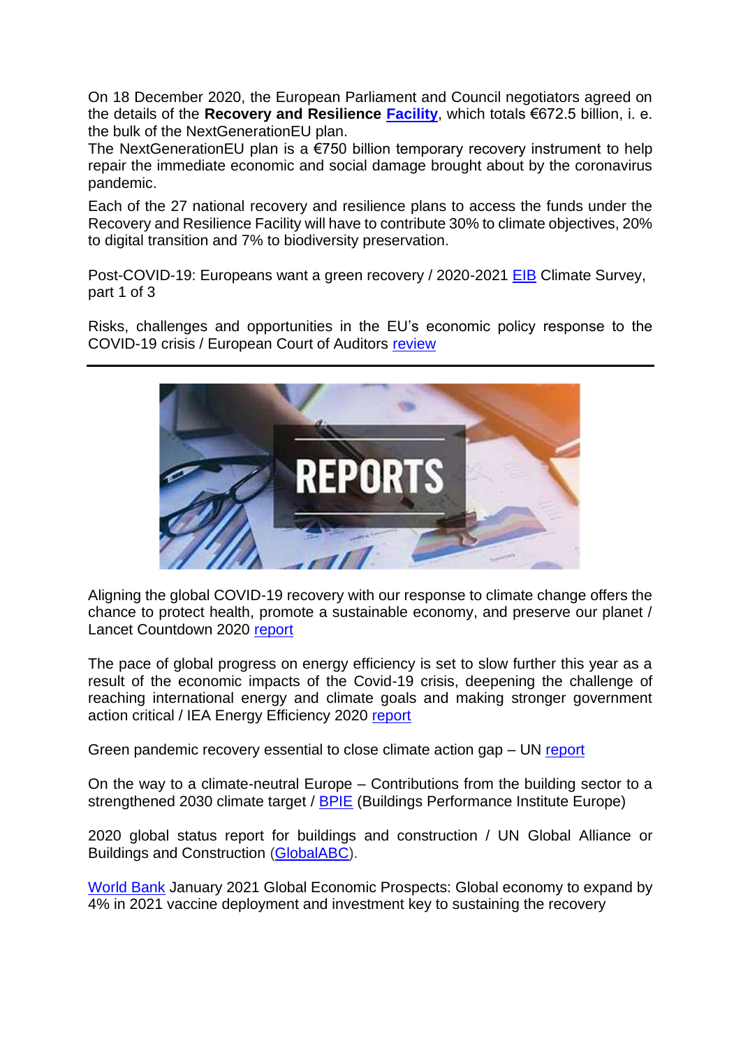On 18 December 2020, the European Parliament and Council negotiators agreed on the details of the **Recovery and Resilience Facility**, which totals €672.5 billion, i. e. the bulk of the NextGenerationEU plan.
The NextGenerationEU plan is a €750 billion temporary recovery instrument to help repair the immediate economic and social damage brought about by the coronavirus pandemic.

Each of the 27 national recovery and resilience plans to access the funds under the Recovery and Resilience Facility will have to contribute 30% to climate objectives, 20% to digital transition and 7% to biodiversity preservation.

Post-COVID-19: Europeans want a green recovery / 2020-2021 EIB Climate Survey, part 1 of 3

Risks, challenges and opportunities in the EU's economic policy response to the COVID-19 crisis / European Court of Auditors review

---

Aligning the global COVID-19 recovery with our response to climate change offers the chance to protect health, promote a sustainable economy, and preserve our planet / Lancet Countdown 2020 report

The pace of global progress on energy efficiency is set to slow further this year as a result of the economic impacts of the Covid-19 crisis, deepening the challenge of reaching international energy and climate goals and making stronger government action critical / IEA Energy Efficiency 2020 report

Green pandemic recovery essential to close climate action gap – UN report

On the way to a climate-neutral Europe – Contributions from the building sector to a strengthened 2030 climate target / BPIE (Buildings Performance Institute Europe)

2020 global status report for buildings and construction / UN Global Alliance or Buildings and Construction (GlobalABC).

World Bank January 2021 Global Economic Prospects: Global economy to expand by 4% in 2021 vaccine deployment and investment key to sustaining the recovery